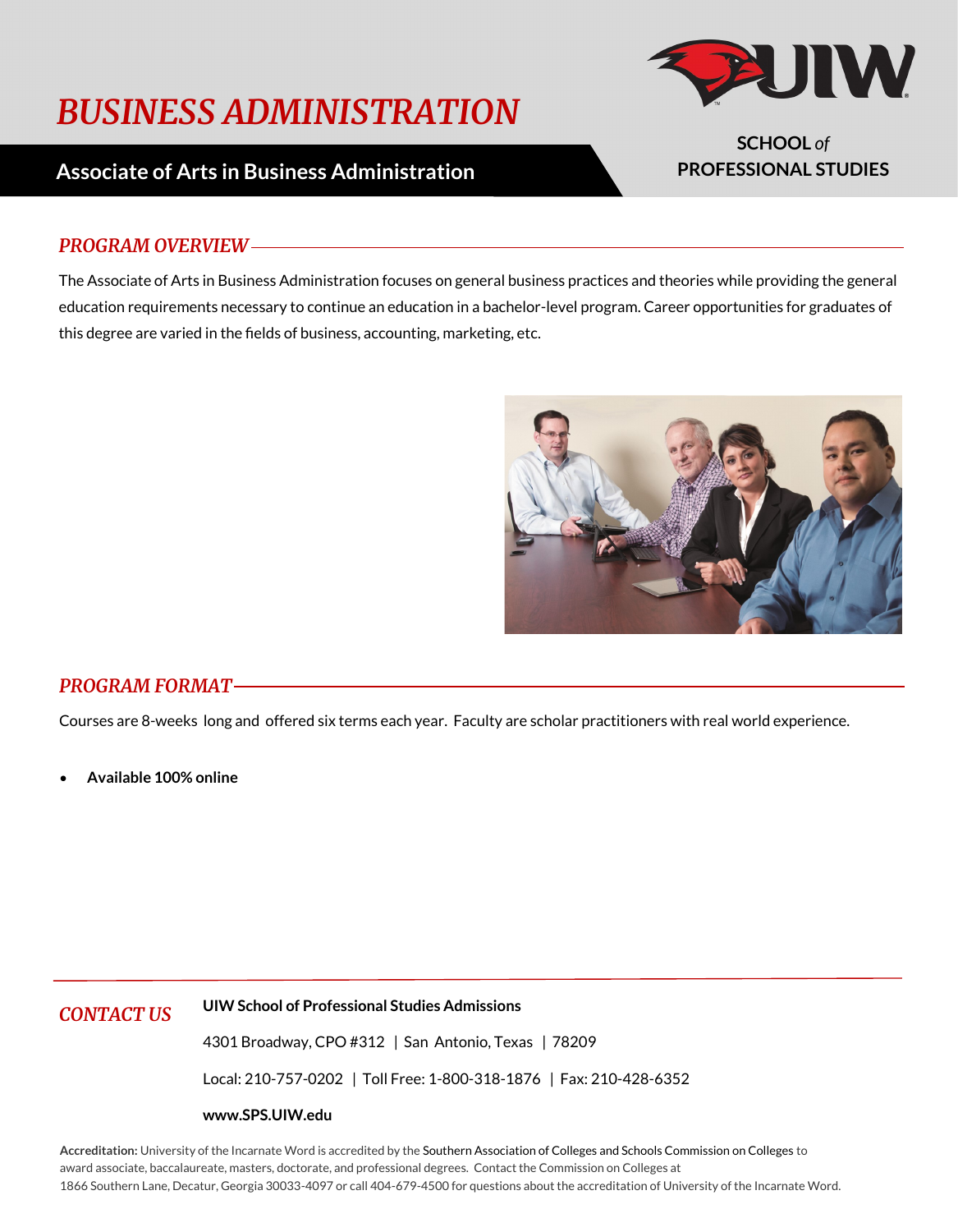# BUSINESS ADMINISTRATION

## Associate of Arts in Business Administration

**SCHOOL *of* PROFESSIONAL STUDIES**

### *PROGRAM OVERVIEW*

The Associate of Arts in Business Administration focuses on general business practices and theories while providing the general education requirements necessary to continue an education in a bachelor-level program. Career opportunities for graduates of this degree are varied in the fields of business, accounting, marketing, etc.

### *PROGRAM FORMAT*

Courses are 8-weeks long and offered six terms each year. Faculty are scholar practitioners with real world experience.

- **Available 100% online**

### *CONTACT US*

**UIW School of Professional Studies Admissions**

4301 Broadway, CPO #312 | San Antonio, Texas | 78209

Local: 210-757-0202 | Toll Free: 1-800-318-1876 | Fax: 210-428-6352

**www.SPS.UIW.edu**

**Accreditation:** University of the Incarnate Word is accredited by the Southern Association of Colleges and Schools Commission on Colleges to award associate, baccalaureate, masters, doctorate, and professional degrees. Contact the Commission on Colleges at 1866 Southern Lane, Decatur, Georgia 30033-4097 or call 404-679-4500 for questions about the accreditation of University of the Incarnate Word.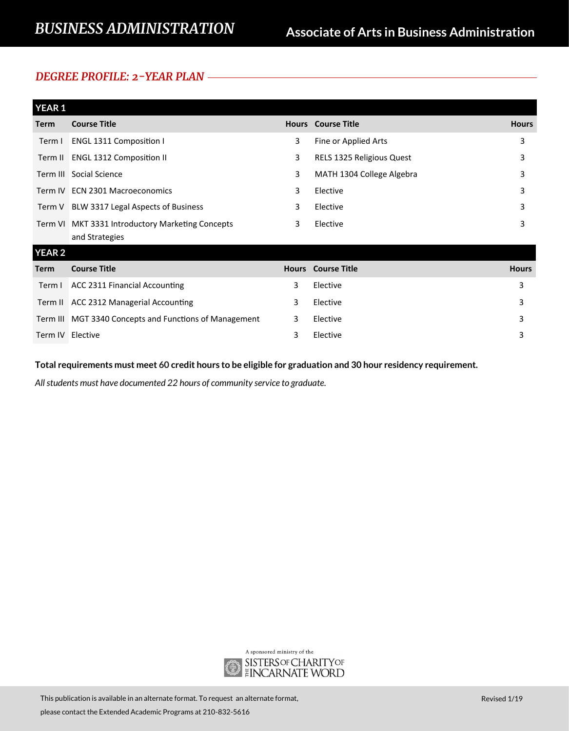# BUSINESS ADMINISTRATION

## Associate of Arts in Business Administration

### *DEGREE PROFILE: 2-YEAR PLAN*

| **YEAR 1** | | | | |
| --- | --- | --- | --- | --- |
| **Term** | **Course Title** | **Hours** | **Course Title** | **Hours** |
| Term I | ENGL 1311 Composition I | 3 | Fine or Applied Arts | 3 |
| Term II | ENGL 1312 Composition II | 3 | RELS 1325 Religious Quest | 3 |
| Term III | Social Science | 3 | MATH 1304 College Algebra | 3 |
| Term IV | ECN 2301 Macroeconomics | 3 | Elective | 3 |
| Term V | BLW 3317 Legal Aspects of Business | 3 | Elective | 3 |
| Term VI | MKT 3331 Introductory Marketing Concepts and Strategies | 3 | Elective | 3 |

| **YEAR 2** | | | | |
| --- | --- | --- | --- | --- |
| **Term** | **Course Title** | **Hours** | **Course Title** | **Hours** |
| Term I | ACC 2311 Financial Accounting | 3 | Elective | 3 |
| Term II | ACC 2312 Managerial Accounting | 3 | Elective | 3 |
| Term III | MGT 3340 Concepts and Functions of Management | 3 | Elective | 3 |
| Term IV | Elective | 3 | Elective | 3 |

**Total requirements must meet 60 credit hours to be eligible for graduation and 30 hour residency requirement.**

*All students must have documented 22 hours of community service to graduate.*

A sponsored ministry of the SISTERS OF CHARITY OF THE INCARNATE WORD

This publication is available in an alternate format. To request an alternate format, please contact the Extended Academic Programs at 210-832-5616

Revised 1/19